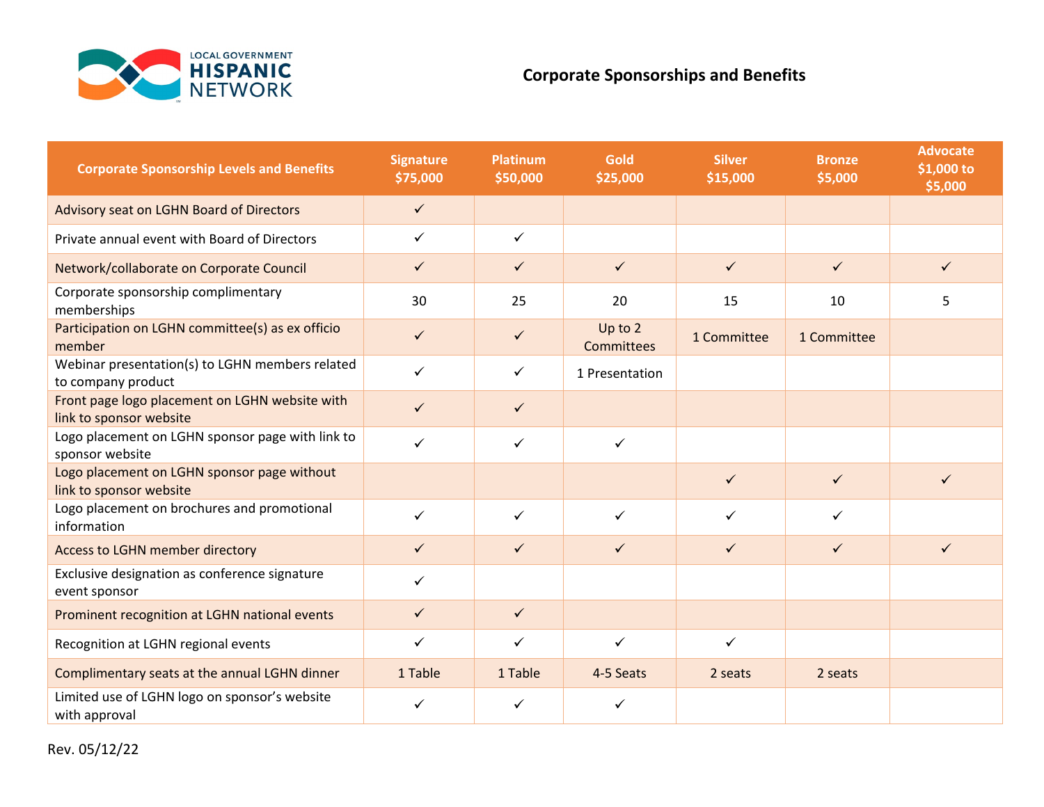LOCAL GOVERNMENT HISPANIC NETWORK

# Corporate Sponsorships and Benefits

| Corporate Sponsorship Levels and Benefits | Signature $75,000 | Platinum $50,000 | Gold $25,000 | Silver $15,000 | Bronze $5,000 | Advocate $1,000 to $5,000 |
|---|---|---|---|---|---|---|
| Advisory seat on LGHN Board of Directors | ✓ | | | | | |
| Private annual event with Board of Directors | ✓ | ✓ | | | | |
| Network/collaborate on Corporate Council | ✓ | ✓ | ✓ | ✓ | ✓ | ✓ |
| Corporate sponsorship complimentary memberships | 30 | 25 | 20 | 15 | 10 | 5 |
| Participation on LGHN committee(s) as ex officio member | ✓ | ✓ | Up to 2 Committees | 1 Committee | 1 Committee | |
| Webinar presentation(s) to LGHN members related to company product | ✓ | ✓ | 1 Presentation | | | |
| Front page logo placement on LGHN website with link to sponsor website | ✓ | ✓ | | | | |
| Logo placement on LGHN sponsor page with link to sponsor website | ✓ | ✓ | ✓ | | | |
| Logo placement on LGHN sponsor page without link to sponsor website | | | | ✓ | ✓ | ✓ |
| Logo placement on brochures and promotional information | ✓ | ✓ | ✓ | ✓ | ✓ | |
| Access to LGHN member directory | ✓ | ✓ | ✓ | ✓ | ✓ | ✓ |
| Exclusive designation as conference signature event sponsor | ✓ | | | | | |
| Prominent recognition at LGHN national events | ✓ | ✓ | | | | |
| Recognition at LGHN regional events | ✓ | ✓ | ✓ | ✓ | | |
| Complimentary seats at the annual LGHN dinner | 1 Table | 1 Table | 4-5 Seats | 2 seats | 2 seats | |
| Limited use of LGHN logo on sponsor's website with approval | ✓ | ✓ | ✓ | | | |

Rev. 05/12/22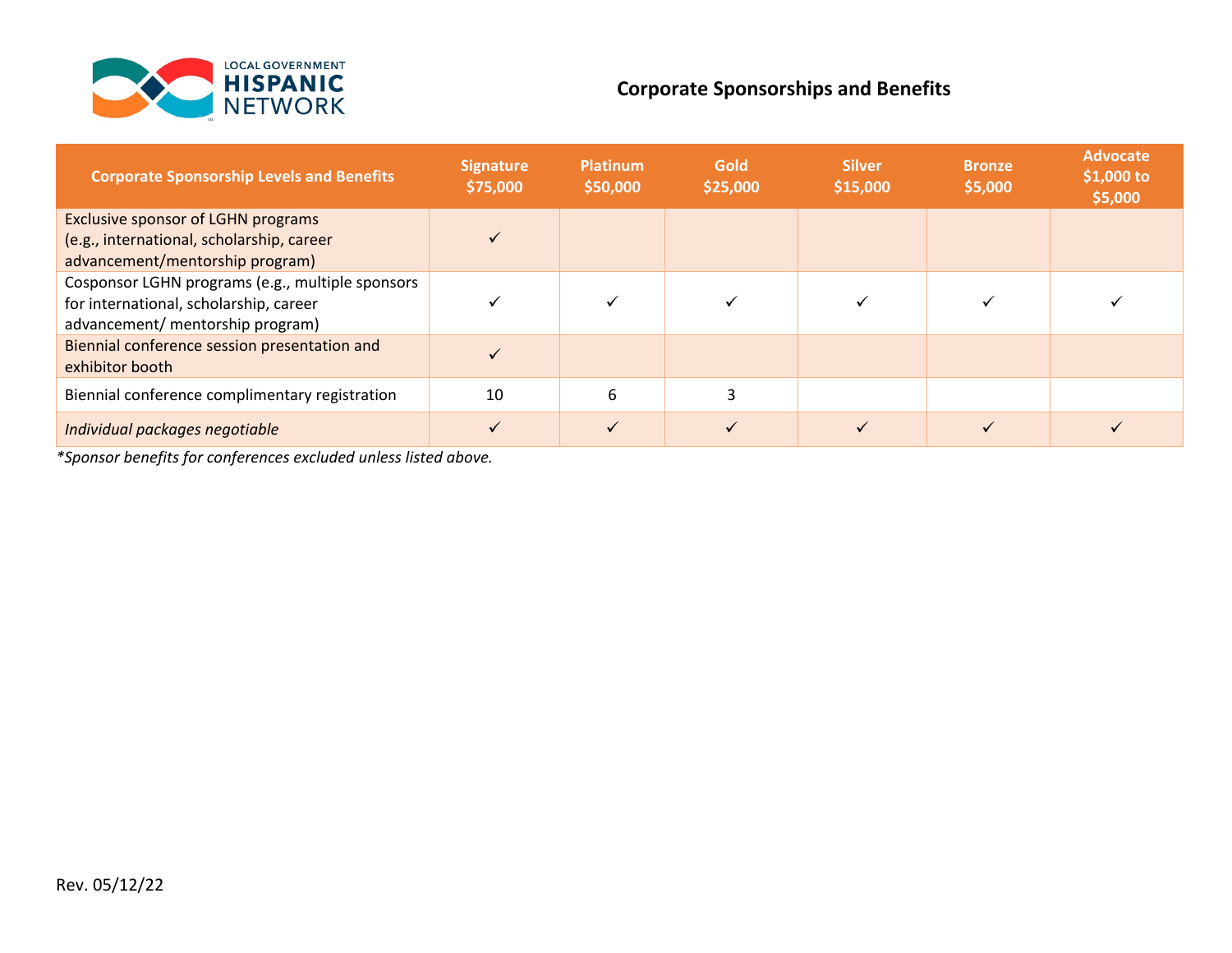LOCAL GOVERNMENT HISPANIC NETWORK

## Corporate Sponsorships and Benefits

| Corporate Sponsorship Levels and Benefits | Signature $75,000 | Platinum $50,000 | Gold $25,000 | Silver $15,000 | Bronze $5,000 | Advocate $1,000 to $5,000 |
|---|---|---|---|---|---|---|
| Exclusive sponsor of LGHN programs (e.g., international, scholarship, career advancement/mentorship program) | ✓ | | | | | |
| Cosponsor LGHN programs (e.g., multiple sponsors for international, scholarship, career advancement/ mentorship program) | ✓ | ✓ | ✓ | ✓ | ✓ | ✓ |
| Biennial conference session presentation and exhibitor booth | ✓ | | | | | |
| Biennial conference complimentary registration | 10 | 6 | 3 | | | |
| *Individual packages negotiable* | ✓ | ✓ | ✓ | ✓ | ✓ | ✓ |

**Sponsor benefits for conferences excluded unless listed above.*

Rev. 05/12/22